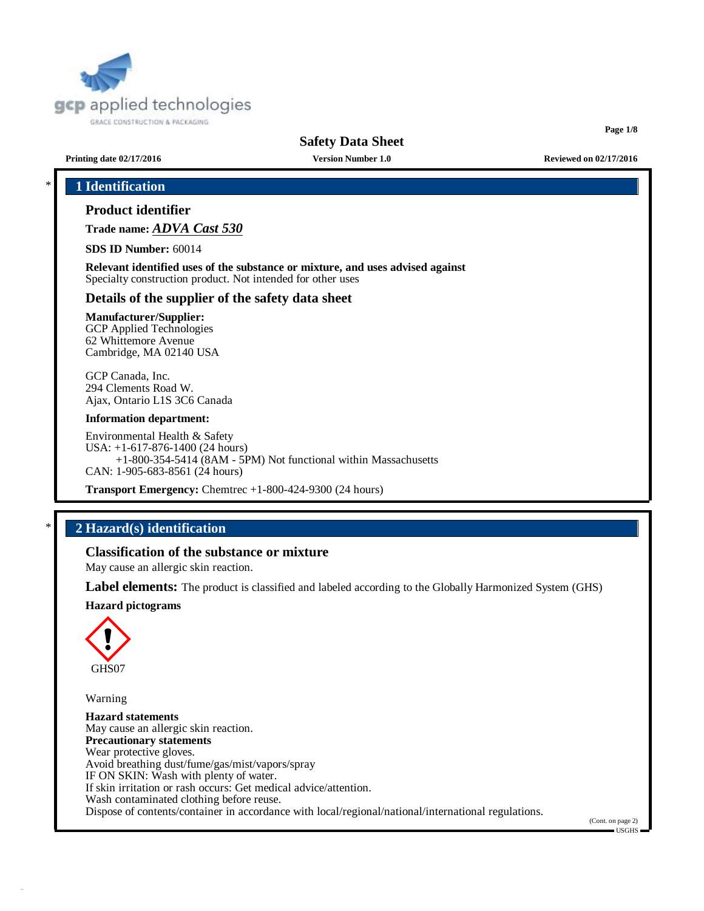# Safety Data Sheet

**Printing date 02/17/2016** **Version Number 1.0** **Reviewed on 02/17/2016**

## * 1 Identification

### Product identifier

**Trade name:** ***ADVA Cast 530***

**SDS ID Number:** 60014

**Relevant identified uses of the substance or mixture, and uses advised against**
Specialty construction product. Not intended for other uses

### Details of the supplier of the safety data sheet

**Manufacturer/Supplier:**
GCP Applied Technologies
62 Whittemore Avenue
Cambridge, MA 02140 USA

GCP Canada, Inc.
294 Clements Road W.
Ajax, Ontario L1S 3C6 Canada

**Information department:**

Environmental Health & Safety
USA: +1-617-876-1400 (24 hours)
+1-800-354-5414 (8AM - 5PM) Not functional within Massachusetts
CAN: 1-905-683-8561 (24 hours)

**Transport Emergency:** Chemtrec +1-800-424-9300 (24 hours)

## * 2 Hazard(s) identification

### Classification of the substance or mixture

May cause an allergic skin reaction.

**Label elements:** The product is classified and labeled according to the Globally Harmonized System (GHS)

**Hazard pictograms**

GHS07

Warning

**Hazard statements**
May cause an allergic skin reaction.

**Precautionary statements**
Wear protective gloves.
Avoid breathing dust/fume/gas/mist/vapors/spray
IF ON SKIN: Wash with plenty of water.
If skin irritation or rash occurs: Get medical advice/attention.
Wash contaminated clothing before reuse.
Dispose of contents/container in accordance with local/regional/national/international regulations.

(Cont. on page 2)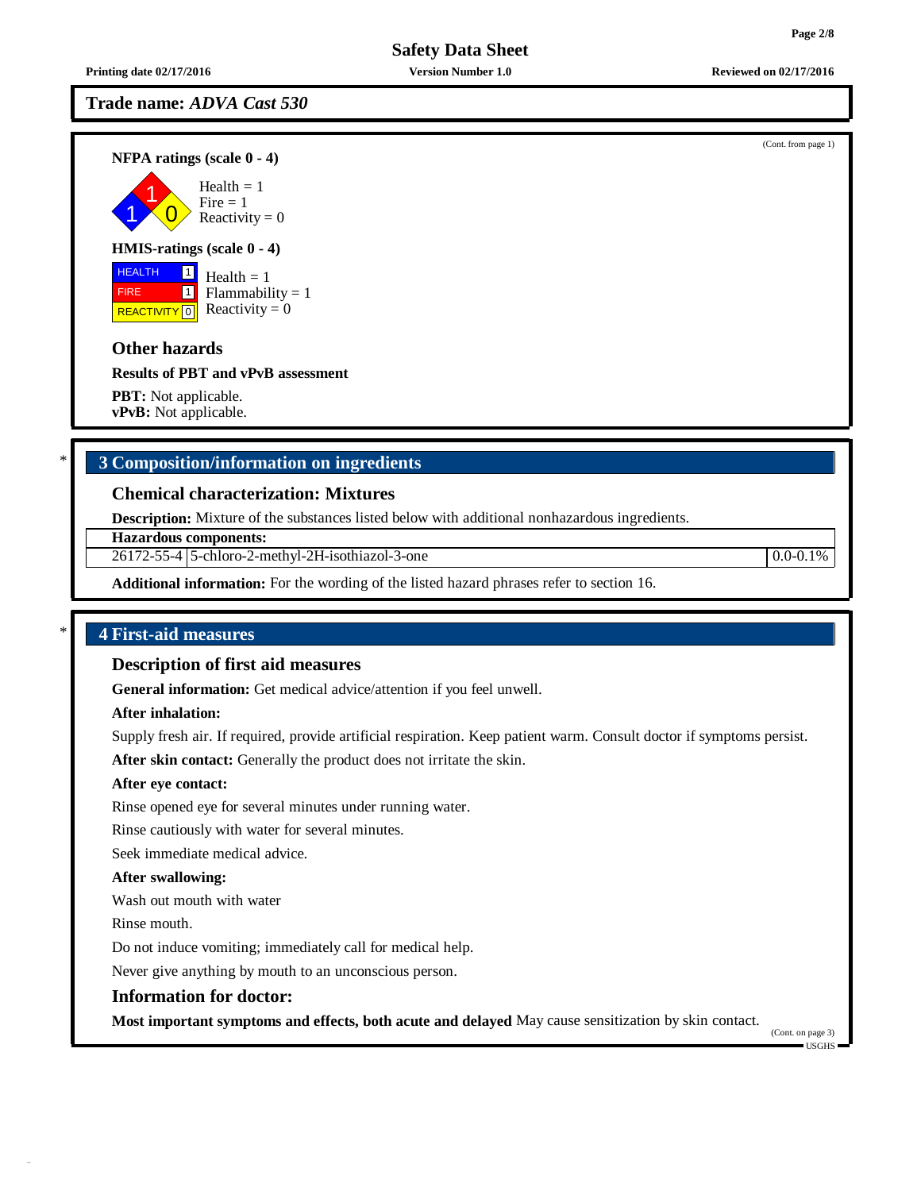**Trade name:** ***ADVA Cast 530***

(Cont. from page 1)

**NFPA ratings (scale 0 - 4)**

Health = 1
Fire = 1
Reactivity = 0

**HMIS-ratings (scale 0 - 4)**

| HEALTH | 1 |
|---|---|
| FIRE | 1 |
| REACTIVITY | 0 |

Health = 1
Flammability = 1
Reactivity = 0

### Other hazards

**Results of PBT and vPvB assessment**

**PBT:** Not applicable.
**vPvB:** Not applicable.

## * 3 Composition/information on ingredients

### Chemical characterization: Mixtures

**Description:** Mixture of the substances listed below with additional nonhazardous ingredients.

| **Hazardous components:** | | |
|---|---|---|
| 26172-55-4 | 5-chloro-2-methyl-2H-isothiazol-3-one | 0.0-0.1% |

**Additional information:** For the wording of the listed hazard phrases refer to section 16.

## * 4 First-aid measures

### Description of first aid measures

**General information:** Get medical advice/attention if you feel unwell.

**After inhalation:**

Supply fresh air. If required, provide artificial respiration. Keep patient warm. Consult doctor if symptoms persist.

**After skin contact:** Generally the product does not irritate the skin.

**After eye contact:**

Rinse opened eye for several minutes under running water.

Rinse cautiously with water for several minutes.

Seek immediate medical advice.

**After swallowing:**

Wash out mouth with water

Rinse mouth.

Do not induce vomiting; immediately call for medical help.

Never give anything by mouth to an unconscious person.

### Information for doctor:

**Most important symptoms and effects, both acute and delayed** May cause sensitization by skin contact.

(Cont. on page 3)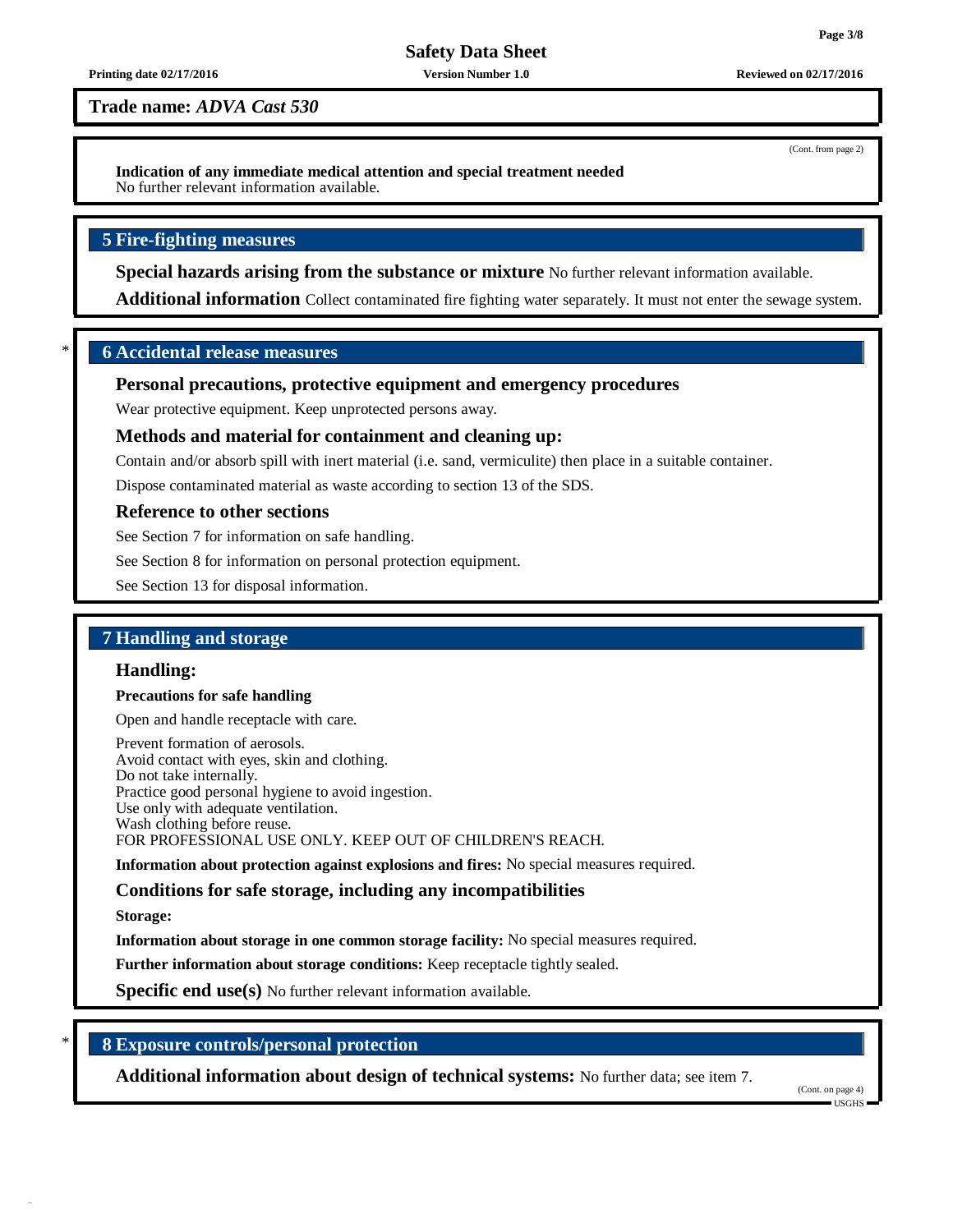**Trade name:** ***ADVA Cast 530***

(Cont. from page 2)

**Indication of any immediate medical attention and special treatment needed**
No further relevant information available.

## 5 Fire-fighting measures

**Special hazards arising from the substance or mixture** No further relevant information available.

**Additional information** Collect contaminated fire fighting water separately. It must not enter the sewage system.

## * 6 Accidental release measures

### Personal precautions, protective equipment and emergency procedures

Wear protective equipment. Keep unprotected persons away.

### Methods and material for containment and cleaning up:

Contain and/or absorb spill with inert material (i.e. sand, vermiculite) then place in a suitable container.

Dispose contaminated material as waste according to section 13 of the SDS.

### Reference to other sections

See Section 7 for information on safe handling.

See Section 8 for information on personal protection equipment.

See Section 13 for disposal information.

## 7 Handling and storage

### Handling:

**Precautions for safe handling**

Open and handle receptacle with care.

Prevent formation of aerosols.
Avoid contact with eyes, skin and clothing.
Do not take internally.
Practice good personal hygiene to avoid ingestion.
Use only with adequate ventilation.
Wash clothing before reuse.
FOR PROFESSIONAL USE ONLY. KEEP OUT OF CHILDREN'S REACH.

**Information about protection against explosions and fires:** No special measures required.

### Conditions for safe storage, including any incompatibilities

**Storage:**

**Information about storage in one common storage facility:** No special measures required.

**Further information about storage conditions:** Keep receptacle tightly sealed.

**Specific end use(s)** No further relevant information available.

## * 8 Exposure controls/personal protection

**Additional information about design of technical systems:** No further data; see item 7.

(Cont. on page 4)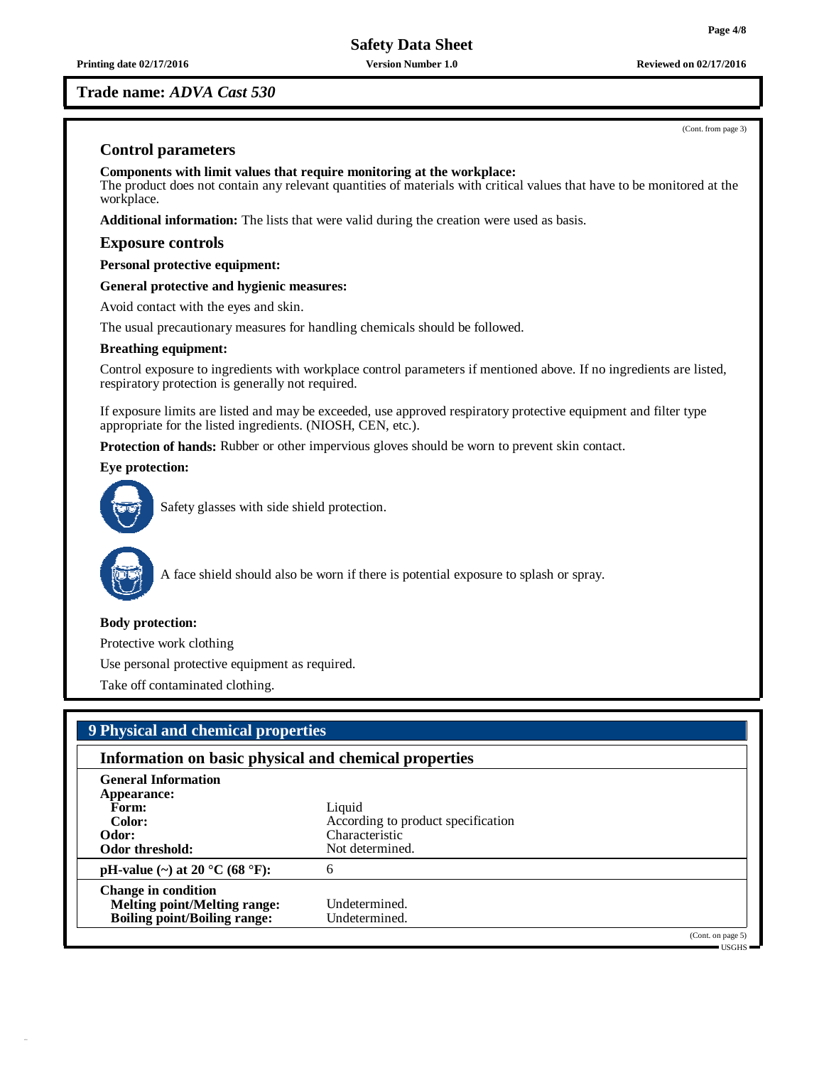**Trade name: *ADVA Cast 530***

(Cont. from page 3)

## Control parameters

**Components with limit values that require monitoring at the workplace:**
The product does not contain any relevant quantities of materials with critical values that have to be monitored at the workplace.

**Additional information:** The lists that were valid during the creation were used as basis.

## Exposure controls

**Personal protective equipment:**

**General protective and hygienic measures:**

Avoid contact with the eyes and skin.

The usual precautionary measures for handling chemicals should be followed.

**Breathing equipment:**

Control exposure to ingredients with workplace control parameters if mentioned above. If no ingredients are listed, respiratory protection is generally not required.

If exposure limits are listed and may be exceeded, use approved respiratory protective equipment and filter type appropriate for the listed ingredients. (NIOSH, CEN, etc.).

**Protection of hands:** Rubber or other impervious gloves should be worn to prevent skin contact.

**Eye protection:**

Safety glasses with side shield protection.

A face shield should also be worn if there is potential exposure to splash or spray.

**Body protection:**

Protective work clothing

Use personal protective equipment as required.

Take off contaminated clothing.

# 9 Physical and chemical properties

## Information on basic physical and chemical properties

| | |
|---|---|
| **General Information** | |
| **Appearance:** | |
| **Form:** | Liquid |
| **Color:** | According to product specification |
| **Odor:** | Characteristic |
| **Odor threshold:** | Not determined. |
| **pH-value (~) at 20 °C (68 °F):** | 6 |
| **Change in condition** | |
| **Melting point/Melting range:** | Undetermined. |
| **Boiling point/Boiling range:** | Undetermined. |

(Cont. on page 5)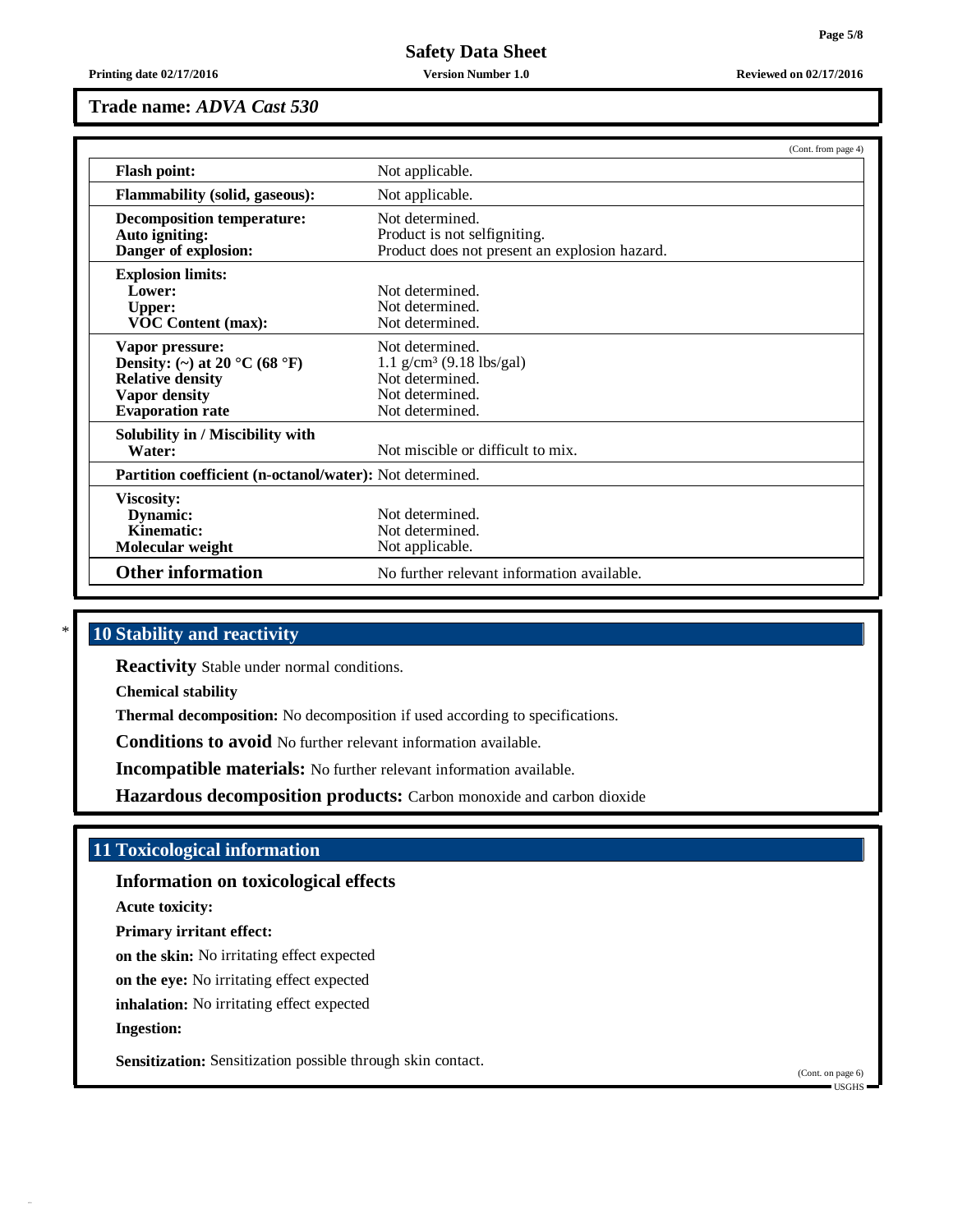**Trade name:** ***ADVA Cast 530***

(Cont. from page 4)

| | |
|---|---|
| **Flash point:** | Not applicable. |
| **Flammability (solid, gaseous):** | Not applicable. |
| **Decomposition temperature:** | Not determined. |
| **Auto igniting:** | Product is not selfigniting. |
| **Danger of explosion:** | Product does not present an explosion hazard. |
| **Explosion limits:** | |
| **Lower:** | Not determined. |
| **Upper:** | Not determined. |
| **VOC Content (max):** | Not determined. |
| **Vapor pressure:** | Not determined. |
| **Density: (~) at 20 °C (68 °F)** | 1.1 g/cm³ (9.18 lbs/gal) |
| **Relative density** | Not determined. |
| **Vapor density** | Not determined. |
| **Evaporation rate** | Not determined. |
| **Solubility in / Miscibility with Water:** | Not miscible or difficult to mix. |
| **Partition coefficient (n-octanol/water):** | Not determined. |
| **Viscosity:** | |
| **Dynamic:** | Not determined. |
| **Kinematic:** | Not determined. |
| **Molecular weight** | Not applicable. |
| **Other information** | No further relevant information available. |

## * 10 Stability and reactivity

**Reactivity** Stable under normal conditions.

**Chemical stability**

**Thermal decomposition:** No decomposition if used according to specifications.

**Conditions to avoid** No further relevant information available.

**Incompatible materials:** No further relevant information available.

**Hazardous decomposition products:** Carbon monoxide and carbon dioxide

## 11 Toxicological information

### Information on toxicological effects

**Acute toxicity:**

**Primary irritant effect:**

**on the skin:** No irritating effect expected

**on the eye:** No irritating effect expected

**inhalation:** No irritating effect expected

**Ingestion:**

**Sensitization:** Sensitization possible through skin contact.

(Cont. on page 6)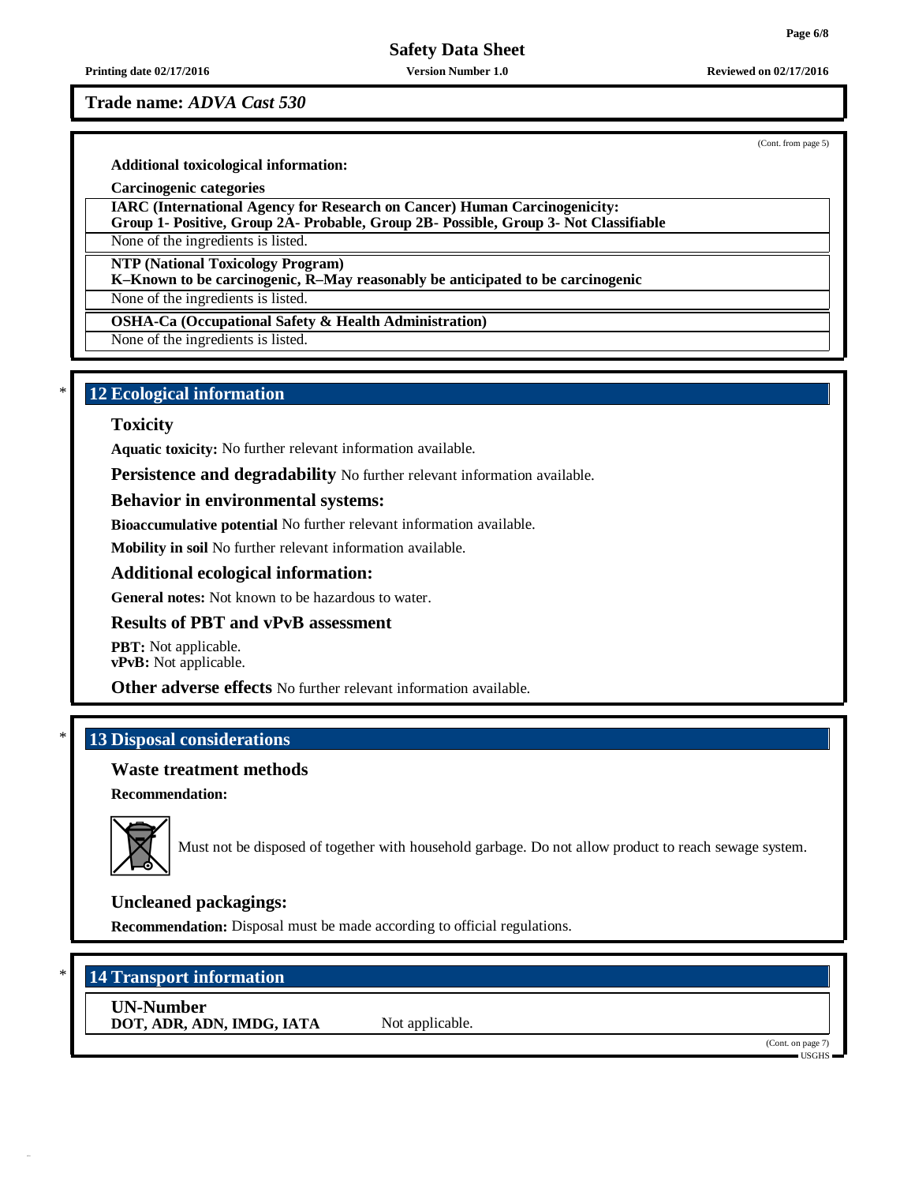**Trade name:** *ADVA Cast 530*

(Cont. from page 5)

**Additional toxicological information:**

**Carcinogenic categories**

**IARC (International Agency for Research on Cancer) Human Carcinogenicity:**
**Group 1- Positive, Group 2A- Probable, Group 2B- Possible, Group 3- Not Classifiable**

None of the ingredients is listed.

**NTP (National Toxicology Program)**
**K–Known to be carcinogenic, R–May reasonably be anticipated to be carcinogenic**

None of the ingredients is listed.

**OSHA-Ca (Occupational Safety & Health Administration)**

None of the ingredients is listed.

## * 12 Ecological information

### Toxicity

**Aquatic toxicity:** No further relevant information available.

**Persistence and degradability** No further relevant information available.

### Behavior in environmental systems:

**Bioaccumulative potential** No further relevant information available.

**Mobility in soil** No further relevant information available.

### Additional ecological information:

**General notes:** Not known to be hazardous to water.

### Results of PBT and vPvB assessment

**PBT:** Not applicable.
**vPvB:** Not applicable.

**Other adverse effects** No further relevant information available.

## * 13 Disposal considerations

### Waste treatment methods

**Recommendation:**

Must not be disposed of together with household garbage. Do not allow product to reach sewage system.

### Uncleaned packagings:

**Recommendation:** Disposal must be made according to official regulations.

## * 14 Transport information

**UN-Number**

**DOT, ADR, ADN, IMDG, IATA** Not applicable.

(Cont. on page 7)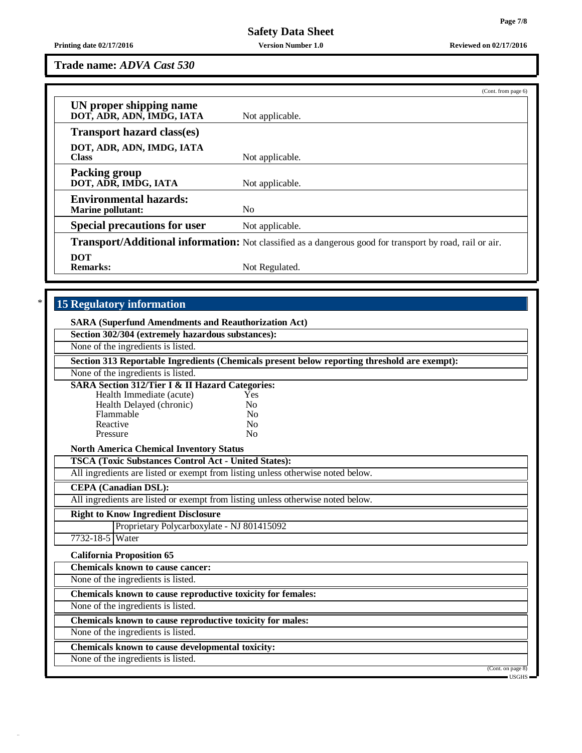**Trade name:** *ADVA Cast 530*

(Cont. from page 6)

| | |
|---|---|
| **UN proper shipping name**<br>**DOT, ADR, ADN, IMDG, IATA** | Not applicable. |
| **Transport hazard class(es)** | |
| **DOT, ADR, ADN, IMDG, IATA**<br>**Class** | Not applicable. |
| **Packing group**<br>**DOT, ADR, IMDG, IATA** | Not applicable. |
| **Environmental hazards:**<br>**Marine pollutant:** | No |
| **Special precautions for user** | Not applicable. |
| **Transport/Additional information:** | Not classified as a dangerous good for transport by road, rail or air. |
| **DOT**<br>**Remarks:** | Not Regulated. |

## 15 Regulatory information

**SARA (Superfund Amendments and Reauthorization Act)**

**Section 302/304 (extremely hazardous substances):**

None of the ingredients is listed.

**Section 313 Reportable Ingredients (Chemicals present below reporting threshold are exempt):**

None of the ingredients is listed.

**SARA Section 312/Tier I & II Hazard Categories:**

| | |
|---|---|
| Health Immediate (acute) | Yes |
| Health Delayed (chronic) | No |
| Flammable | No |
| Reactive | No |
| Pressure | No |

**North America Chemical Inventory Status**

**TSCA (Toxic Substances Control Act - United States):**

All ingredients are listed or exempt from listing unless otherwise noted below.

**CEPA (Canadian DSL):**

All ingredients are listed or exempt from listing unless otherwise noted below.

**Right to Know Ingredient Disclosure**

| | |
|---|---|
| | Proprietary Polycarboxylate - NJ 801415092 |
| 7732-18-5 | Water |

**California Proposition 65**

**Chemicals known to cause cancer:**

None of the ingredients is listed.

**Chemicals known to cause reproductive toxicity for females:**

None of the ingredients is listed.

**Chemicals known to cause reproductive toxicity for males:**

None of the ingredients is listed.

**Chemicals known to cause developmental toxicity:**

None of the ingredients is listed.

(Cont. on page 8)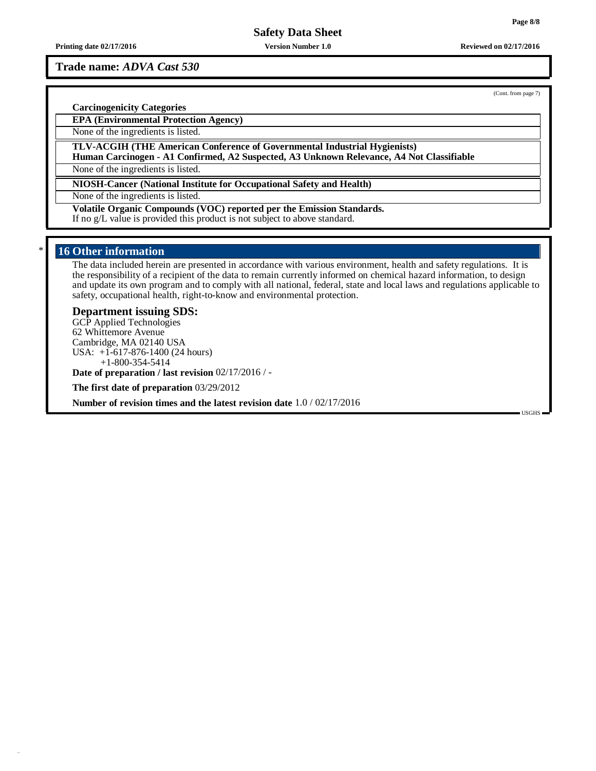**Trade name:** ***ADVA Cast 530***

(Cont. from page 7)

**Carcinogenicity Categories**

**EPA (Environmental Protection Agency)**

None of the ingredients is listed.

**TLV-ACGIH (THE American Conference of Governmental Industrial Hygienists)**
**Human Carcinogen - A1 Confirmed, A2 Suspected, A3 Unknown Relevance, A4 Not Classifiable**

None of the ingredients is listed.

**NIOSH-Cancer (National Institute for Occupational Safety and Health)**

None of the ingredients is listed.

**Volatile Organic Compounds (VOC) reported per the Emission Standards.**
If no g/L value is provided this product is not subject to above standard.

## * 16 Other information

The data included herein are presented in accordance with various environment, health and safety regulations. It is the responsibility of a recipient of the data to remain currently informed on chemical hazard information, to design and update its own program and to comply with all national, federal, state and local laws and regulations applicable to safety, occupational health, right-to-know and environmental protection.

### Department issuing SDS:

GCP Applied Technologies
62 Whittemore Avenue
Cambridge, MA 02140 USA
USA: +1-617-876-1400 (24 hours)
+1-800-354-5414

**Date of preparation / last revision** 02/17/2016 / -

**The first date of preparation** 03/29/2012

**Number of revision times and the latest revision date** 1.0 / 02/17/2016

USGHS